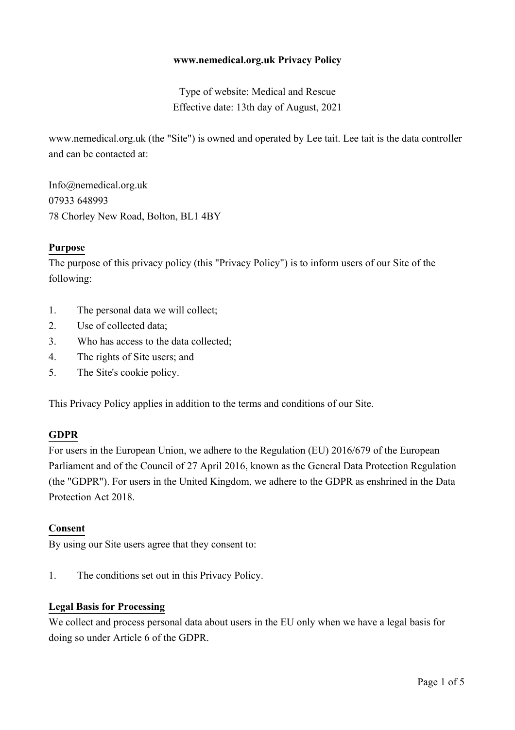# www.nemedical.org.uk Privacy Policy

Type of website: Medical and Rescue
Effective date: 13th day of August, 2021

www.nemedical.org.uk (the "Site") is owned and operated by Lee tait. Lee tait is the data controller and can be contacted at:

Info@nemedical.org.uk
07933 648993
78 Chorley New Road, Bolton, BL1 4BY

## Purpose

The purpose of this privacy policy (this "Privacy Policy") is to inform users of our Site of the following:

1. The personal data we will collect;
2. Use of collected data;
3. Who has access to the data collected;
4. The rights of Site users; and
5. The Site's cookie policy.

This Privacy Policy applies in addition to the terms and conditions of our Site.

## GDPR

For users in the European Union, we adhere to the Regulation (EU) 2016/679 of the European Parliament and of the Council of 27 April 2016, known as the General Data Protection Regulation (the "GDPR"). For users in the United Kingdom, we adhere to the GDPR as enshrined in the Data Protection Act 2018.

## Consent

By using our Site users agree that they consent to:

1. The conditions set out in this Privacy Policy.

## Legal Basis for Processing

We collect and process personal data about users in the EU only when we have a legal basis for doing so under Article 6 of the GDPR.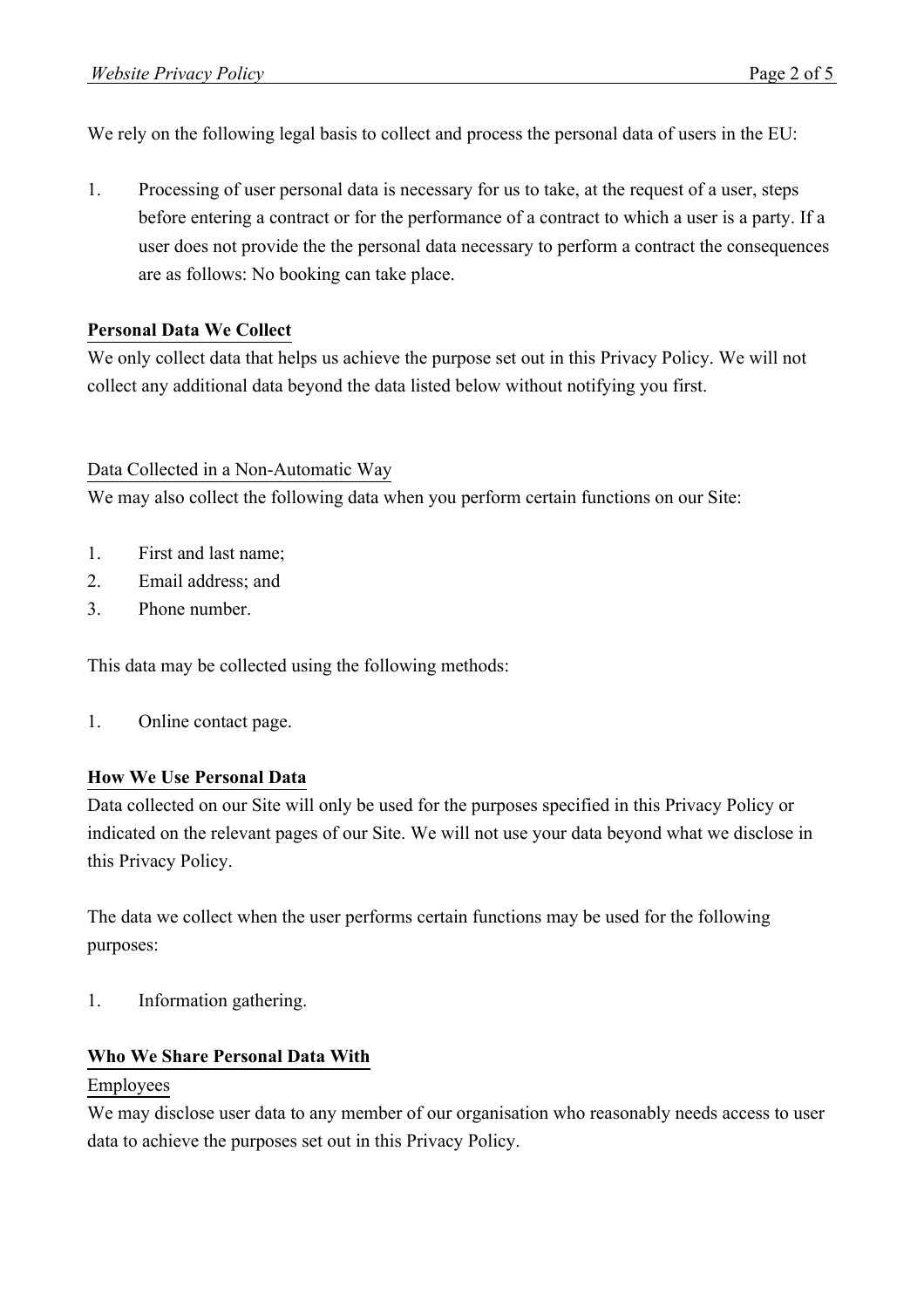We rely on the following legal basis to collect and process the personal data of users in the EU:

1. Processing of user personal data is necessary for us to take, at the request of a user, steps before entering a contract or for the performance of a contract to which a user is a party. If a user does not provide the the personal data necessary to perform a contract the consequences are as follows: No booking can take place.

## Personal Data We Collect

We only collect data that helps us achieve the purpose set out in this Privacy Policy. We will not collect any additional data beyond the data listed below without notifying you first.

### Data Collected in a Non-Automatic Way

We may also collect the following data when you perform certain functions on our Site:

1. First and last name;
2. Email address; and
3. Phone number.

This data may be collected using the following methods:

1. Online contact page.

## How We Use Personal Data

Data collected on our Site will only be used for the purposes specified in this Privacy Policy or indicated on the relevant pages of our Site. We will not use your data beyond what we disclose in this Privacy Policy.

The data we collect when the user performs certain functions may be used for the following purposes:

1. Information gathering.

## Who We Share Personal Data With

### Employees

We may disclose user data to any member of our organisation who reasonably needs access to user data to achieve the purposes set out in this Privacy Policy.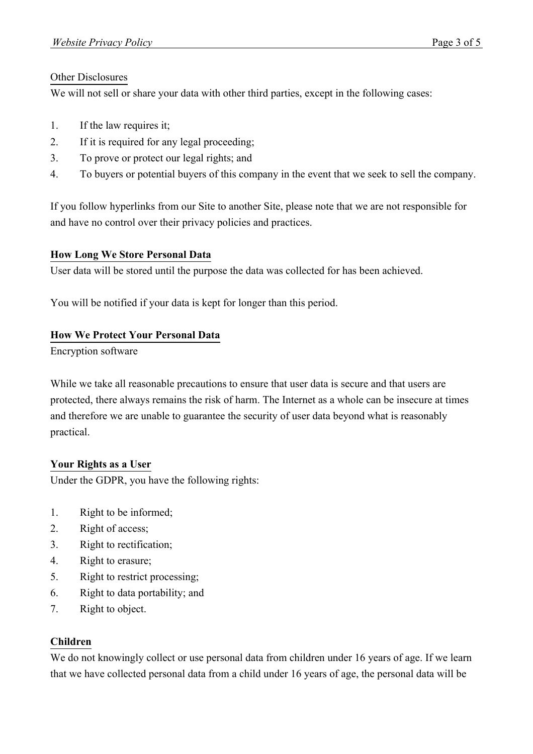Other Disclosures

We will not sell or share your data with other third parties, except in the following cases:

1. If the law requires it;
2. If it is required for any legal proceeding;
3. To prove or protect our legal rights; and
4. To buyers or potential buyers of this company in the event that we seek to sell the company.

If you follow hyperlinks from our Site to another Site, please note that we are not responsible for and have no control over their privacy policies and practices.

## How Long We Store Personal Data

User data will be stored until the purpose the data was collected for has been achieved.

You will be notified if your data is kept for longer than this period.

## How We Protect Your Personal Data

Encryption software

While we take all reasonable precautions to ensure that user data is secure and that users are protected, there always remains the risk of harm. The Internet as a whole can be insecure at times and therefore we are unable to guarantee the security of user data beyond what is reasonably practical.

## Your Rights as a User

Under the GDPR, you have the following rights:

1. Right to be informed;
2. Right of access;
3. Right to rectification;
4. Right to erasure;
5. Right to restrict processing;
6. Right to data portability; and
7. Right to object.

## Children

We do not knowingly collect or use personal data from children under 16 years of age. If we learn that we have collected personal data from a child under 16 years of age, the personal data will be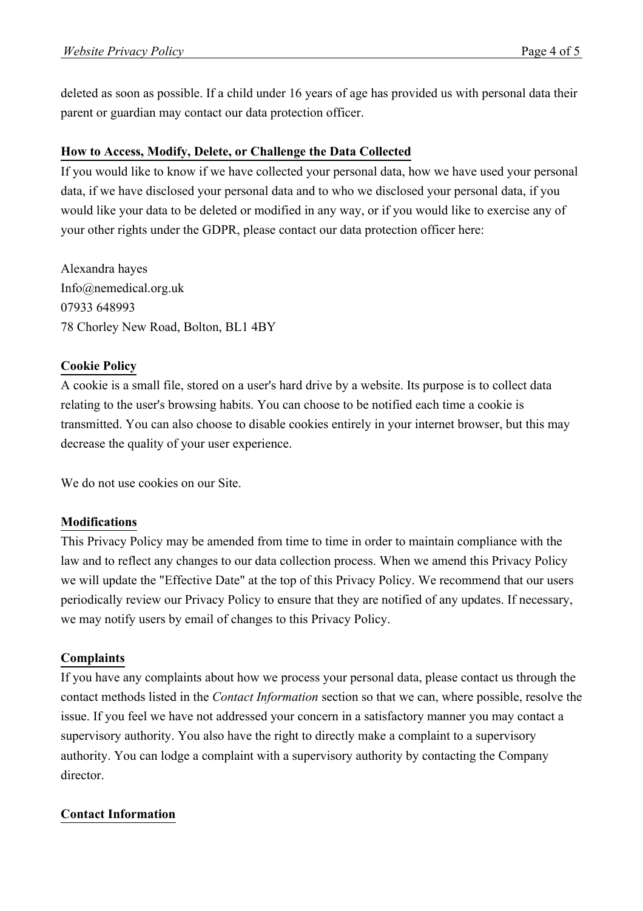deleted as soon as possible. If a child under 16 years of age has provided us with personal data their parent or guardian may contact our data protection officer.

## How to Access, Modify, Delete, or Challenge the Data Collected

If you would like to know if we have collected your personal data, how we have used your personal data, if we have disclosed your personal data and to who we disclosed your personal data, if you would like your data to be deleted or modified in any way, or if you would like to exercise any of your other rights under the GDPR, please contact our data protection officer here:

Alexandra hayes
Info@nemedical.org.uk
07933 648993
78 Chorley New Road, Bolton, BL1 4BY

## Cookie Policy

A cookie is a small file, stored on a user's hard drive by a website. Its purpose is to collect data relating to the user's browsing habits. You can choose to be notified each time a cookie is transmitted. You can also choose to disable cookies entirely in your internet browser, but this may decrease the quality of your user experience.

We do not use cookies on our Site.

## Modifications

This Privacy Policy may be amended from time to time in order to maintain compliance with the law and to reflect any changes to our data collection process. When we amend this Privacy Policy we will update the "Effective Date" at the top of this Privacy Policy. We recommend that our users periodically review our Privacy Policy to ensure that they are notified of any updates. If necessary, we may notify users by email of changes to this Privacy Policy.

## Complaints

If you have any complaints about how we process your personal data, please contact us through the contact methods listed in the *Contact Information* section so that we can, where possible, resolve the issue. If you feel we have not addressed your concern in a satisfactory manner you may contact a supervisory authority. You also have the right to directly make a complaint to a supervisory authority. You can lodge a complaint with a supervisory authority by contacting the Company director.

## Contact Information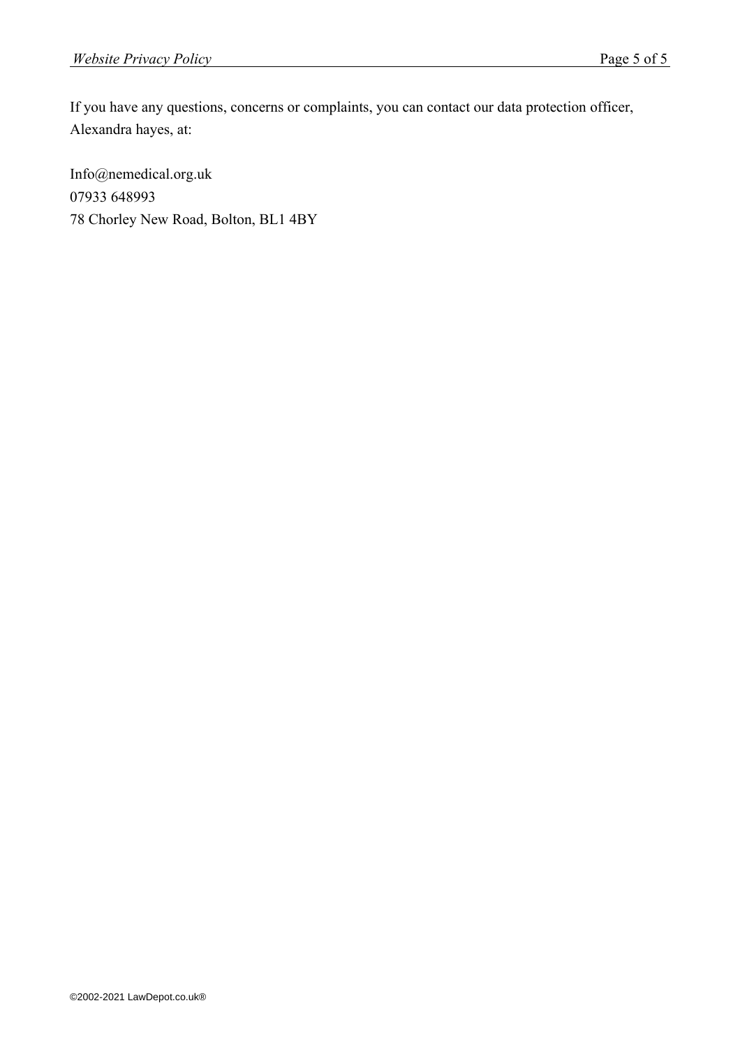If you have any questions, concerns or complaints, you can contact our data protection officer, Alexandra hayes, at:

Info@nemedical.org.uk
07933 648993
78 Chorley New Road, Bolton, BL1 4BY